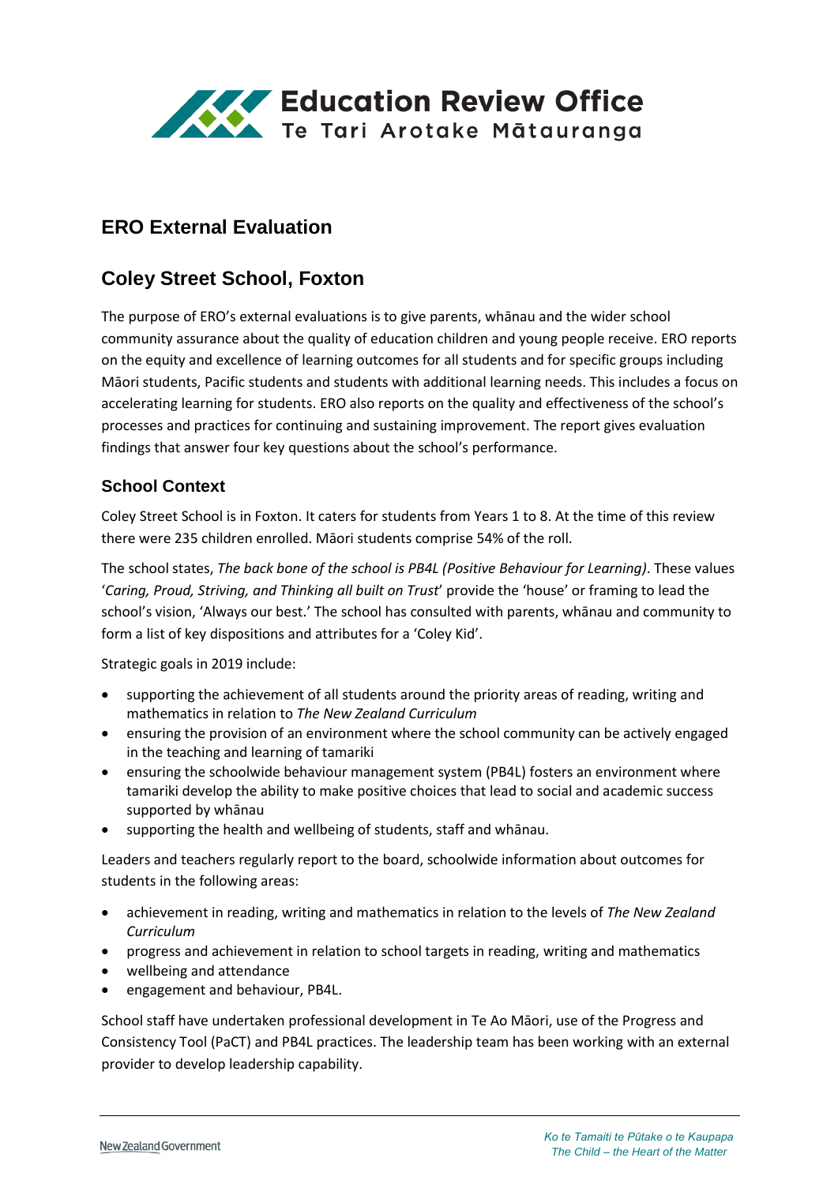Education Review Office
Te Tari Arotake Mātauranga

# ERO External Evaluation

## Coley Street School, Foxton

The purpose of ERO's external evaluations is to give parents, whānau and the wider school community assurance about the quality of education children and young people receive. ERO reports on the equity and excellence of learning outcomes for all students and for specific groups including Māori students, Pacific students and students with additional learning needs. This includes a focus on accelerating learning for students. ERO also reports on the quality and effectiveness of the school's processes and practices for continuing and sustaining improvement. The report gives evaluation findings that answer four key questions about the school's performance.

### School Context

Coley Street School is in Foxton. It caters for students from Years 1 to 8. At the time of this review there were 235 children enrolled. Māori students comprise 54% of the roll.

The school states, *The back bone of the school is PB4L (Positive Behaviour for Learning)*. These values '*Caring, Proud, Striving, and Thinking all built on Trust*' provide the 'house' or framing to lead the school's vision, 'Always our best.' The school has consulted with parents, whānau and community to form a list of key dispositions and attributes for a 'Coley Kid'.

Strategic goals in 2019 include:

- supporting the achievement of all students around the priority areas of reading, writing and mathematics in relation to *The New Zealand Curriculum*
- ensuring the provision of an environment where the school community can be actively engaged in the teaching and learning of tamariki
- ensuring the schoolwide behaviour management system (PB4L) fosters an environment where tamariki develop the ability to make positive choices that lead to social and academic success supported by whānau
- supporting the health and wellbeing of students, staff and whānau.

Leaders and teachers regularly report to the board, schoolwide information about outcomes for students in the following areas:

- achievement in reading, writing and mathematics in relation to the levels of *The New Zealand Curriculum*
- progress and achievement in relation to school targets in reading, writing and mathematics
- wellbeing and attendance
- engagement and behaviour, PB4L.

School staff have undertaken professional development in Te Ao Māori, use of the Progress and Consistency Tool (PaCT) and PB4L practices. The leadership team has been working with an external provider to develop leadership capability.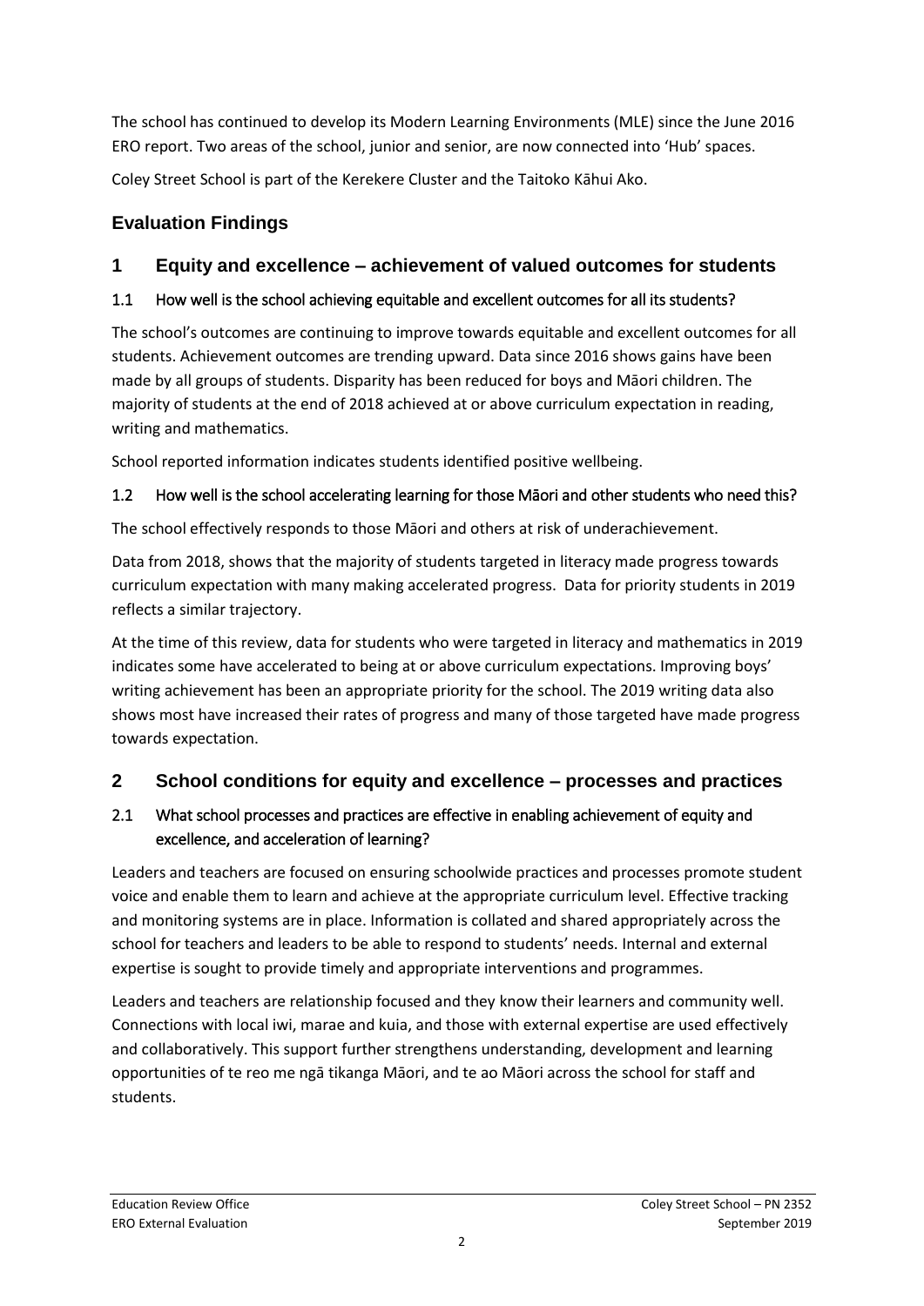The school has continued to develop its Modern Learning Environments (MLE) since the June 2016 ERO report. Two areas of the school, junior and senior, are now connected into 'Hub' spaces.

Coley Street School is part of the Kerekere Cluster and the Taitoko Kāhui Ako.

## Evaluation Findings

## 1 Equity and excellence – achievement of valued outcomes for students

### 1.1 How well is the school achieving equitable and excellent outcomes for all its students?

The school's outcomes are continuing to improve towards equitable and excellent outcomes for all students. Achievement outcomes are trending upward. Data since 2016 shows gains have been made by all groups of students. Disparity has been reduced for boys and Māori children. The majority of students at the end of 2018 achieved at or above curriculum expectation in reading, writing and mathematics.

School reported information indicates students identified positive wellbeing.

### 1.2 How well is the school accelerating learning for those Māori and other students who need this?

The school effectively responds to those Māori and others at risk of underachievement.

Data from 2018, shows that the majority of students targeted in literacy made progress towards curriculum expectation with many making accelerated progress. Data for priority students in 2019 reflects a similar trajectory.

At the time of this review, data for students who were targeted in literacy and mathematics in 2019 indicates some have accelerated to being at or above curriculum expectations. Improving boys' writing achievement has been an appropriate priority for the school. The 2019 writing data also shows most have increased their rates of progress and many of those targeted have made progress towards expectation.

## 2 School conditions for equity and excellence – processes and practices

### 2.1 What school processes and practices are effective in enabling achievement of equity and excellence, and acceleration of learning?

Leaders and teachers are focused on ensuring schoolwide practices and processes promote student voice and enable them to learn and achieve at the appropriate curriculum level. Effective tracking and monitoring systems are in place. Information is collated and shared appropriately across the school for teachers and leaders to be able to respond to students' needs. Internal and external expertise is sought to provide timely and appropriate interventions and programmes.

Leaders and teachers are relationship focused and they know their learners and community well. Connections with local iwi, marae and kuia, and those with external expertise are used effectively and collaboratively. This support further strengthens understanding, development and learning opportunities of te reo me ngā tikanga Māori, and te ao Māori across the school for staff and students.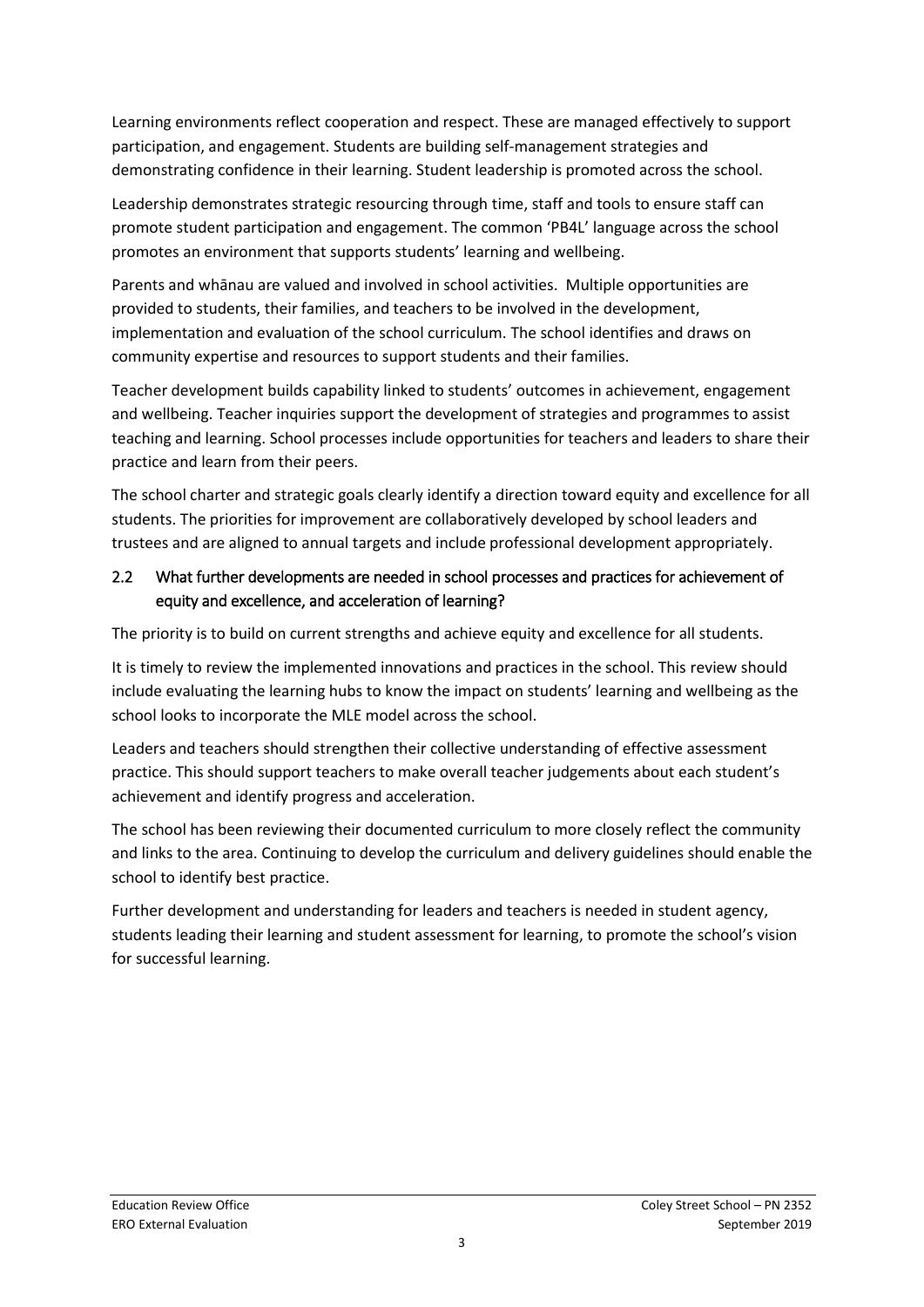Learning environments reflect cooperation and respect. These are managed effectively to support participation, and engagement. Students are building self-management strategies and demonstrating confidence in their learning. Student leadership is promoted across the school.

Leadership demonstrates strategic resourcing through time, staff and tools to ensure staff can promote student participation and engagement. The common 'PB4L' language across the school promotes an environment that supports students' learning and wellbeing.

Parents and whānau are valued and involved in school activities. Multiple opportunities are provided to students, their families, and teachers to be involved in the development, implementation and evaluation of the school curriculum. The school identifies and draws on community expertise and resources to support students and their families.

Teacher development builds capability linked to students' outcomes in achievement, engagement and wellbeing. Teacher inquiries support the development of strategies and programmes to assist teaching and learning. School processes include opportunities for teachers and leaders to share their practice and learn from their peers.

The school charter and strategic goals clearly identify a direction toward equity and excellence for all students. The priorities for improvement are collaboratively developed by school leaders and trustees and are aligned to annual targets and include professional development appropriately.

### 2.2 What further developments are needed in school processes and practices for achievement of equity and excellence, and acceleration of learning?

The priority is to build on current strengths and achieve equity and excellence for all students.

It is timely to review the implemented innovations and practices in the school. This review should include evaluating the learning hubs to know the impact on students' learning and wellbeing as the school looks to incorporate the MLE model across the school.

Leaders and teachers should strengthen their collective understanding of effective assessment practice. This should support teachers to make overall teacher judgements about each student's achievement and identify progress and acceleration.

The school has been reviewing their documented curriculum to more closely reflect the community and links to the area. Continuing to develop the curriculum and delivery guidelines should enable the school to identify best practice.

Further development and understanding for leaders and teachers is needed in student agency, students leading their learning and student assessment for learning, to promote the school's vision for successful learning.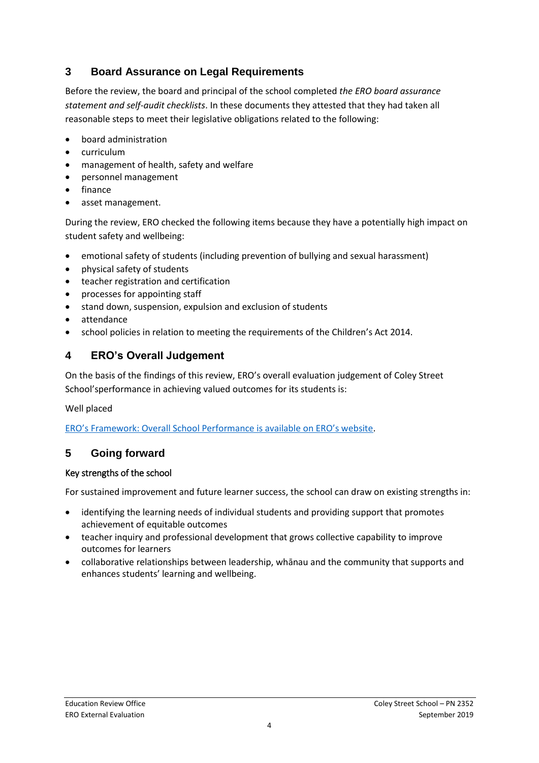## 3 Board Assurance on Legal Requirements

Before the review, the board and principal of the school completed *the ERO board assurance statement and self-audit checklists*. In these documents they attested that they had taken all reasonable steps to meet their legislative obligations related to the following:

- board administration
- curriculum
- management of health, safety and welfare
- personnel management
- finance
- asset management.

During the review, ERO checked the following items because they have a potentially high impact on student safety and wellbeing:

- emotional safety of students (including prevention of bullying and sexual harassment)
- physical safety of students
- teacher registration and certification
- processes for appointing staff
- stand down, suspension, expulsion and exclusion of students
- attendance
- school policies in relation to meeting the requirements of the Children's Act 2014.

## 4 ERO's Overall Judgement

On the basis of the findings of this review, ERO's overall evaluation judgement of Coley Street School'sperformance in achieving valued outcomes for its students is:

Well placed

ERO's Framework: Overall School Performance is available on ERO's website.

## 5 Going forward

### Key strengths of the school

For sustained improvement and future learner success, the school can draw on existing strengths in:

- identifying the learning needs of individual students and providing support that promotes achievement of equitable outcomes
- teacher inquiry and professional development that grows collective capability to improve outcomes for learners
- collaborative relationships between leadership, whānau and the community that supports and enhances students' learning and wellbeing.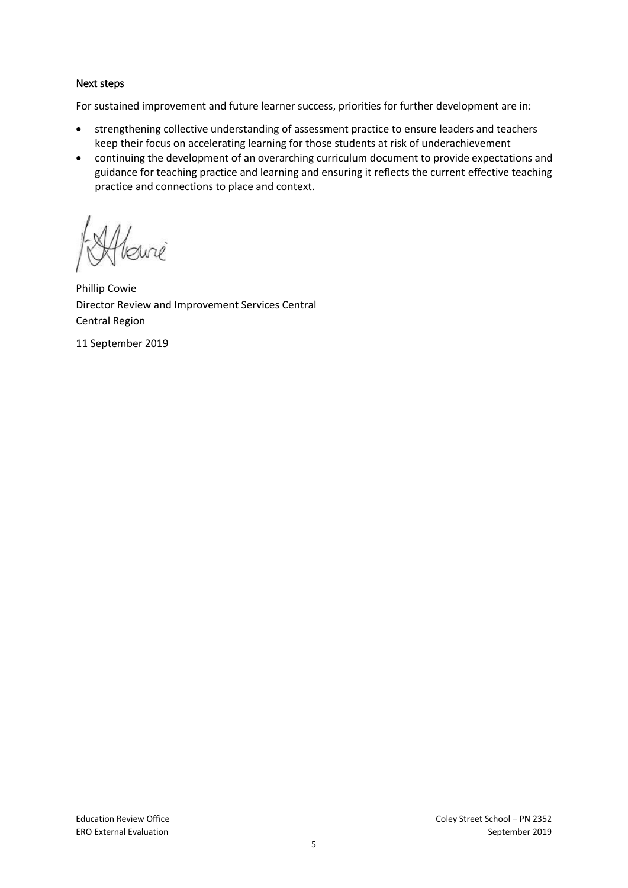### Next steps

For sustained improvement and future learner success, priorities for further development are in:

- strengthening collective understanding of assessment practice to ensure leaders and teachers keep their focus on accelerating learning for those students at risk of underachievement
- continuing the development of an overarching curriculum document to provide expectations and guidance for teaching practice and learning and ensuring it reflects the current effective teaching practice and connections to place and context.

Phillip Cowie
Director Review and Improvement Services Central
Central Region

11 September 2019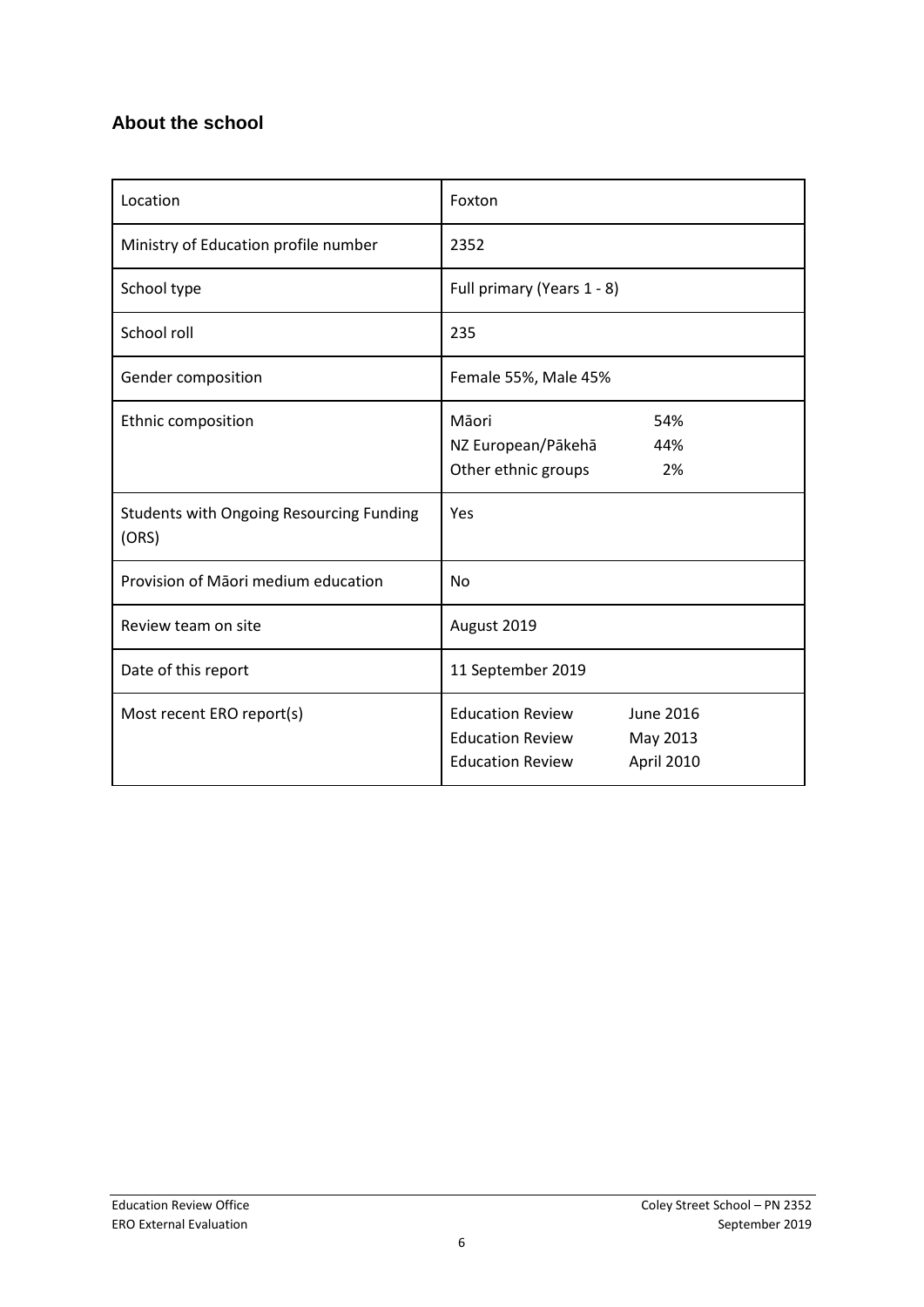## About the school

| | |
|---|---|
| Location | Foxton |
| Ministry of Education profile number | 2352 |
| School type | Full primary (Years 1 - 8) |
| School roll | 235 |
| Gender composition | Female 55%, Male 45% |
| Ethnic composition | Māori 54%<br>NZ European/Pākehā 44%<br>Other ethnic groups 2% |
| Students with Ongoing Resourcing Funding (ORS) | Yes |
| Provision of Māori medium education | No |
| Review team on site | August 2019 |
| Date of this report | 11 September 2019 |
| Most recent ERO report(s) | Education Review June 2016<br>Education Review May 2013<br>Education Review April 2010 |